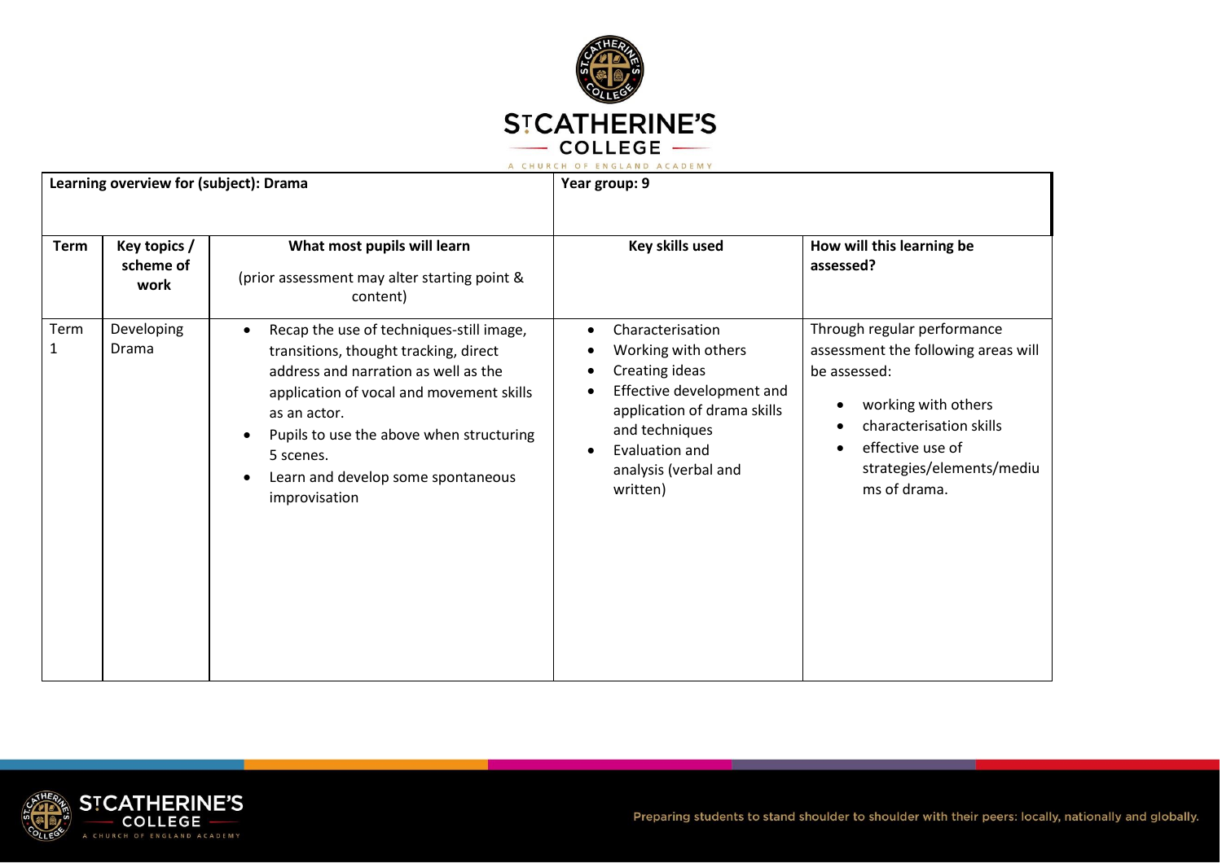| Learning overview for (subject): Drama | | | Year group: 9 | |
|---|---|---|---|---|
| **Term** | **Key topics / scheme of work** | **What most pupils will learn**<br><br>(prior assessment may alter starting point & content) | **Key skills used** | **How will this learning be assessed?** |
| Term 1 | Developing Drama | • Recap the use of techniques-still image, transitions, thought tracking, direct address and narration as well as the application of vocal and movement skills as an actor.<br>• Pupils to use the above when structuring 5 scenes.<br>• Learn and develop some spontaneous improvisation | • Characterisation<br>• Working with others<br>• Creating ideas<br>• Effective development and application of drama skills and techniques<br>• Evaluation and analysis (verbal and written) | Through regular performance assessment the following areas will be assessed:<br>• working with others<br>• characterisation skills<br>• effective use of strategies/elements/mediums of drama. |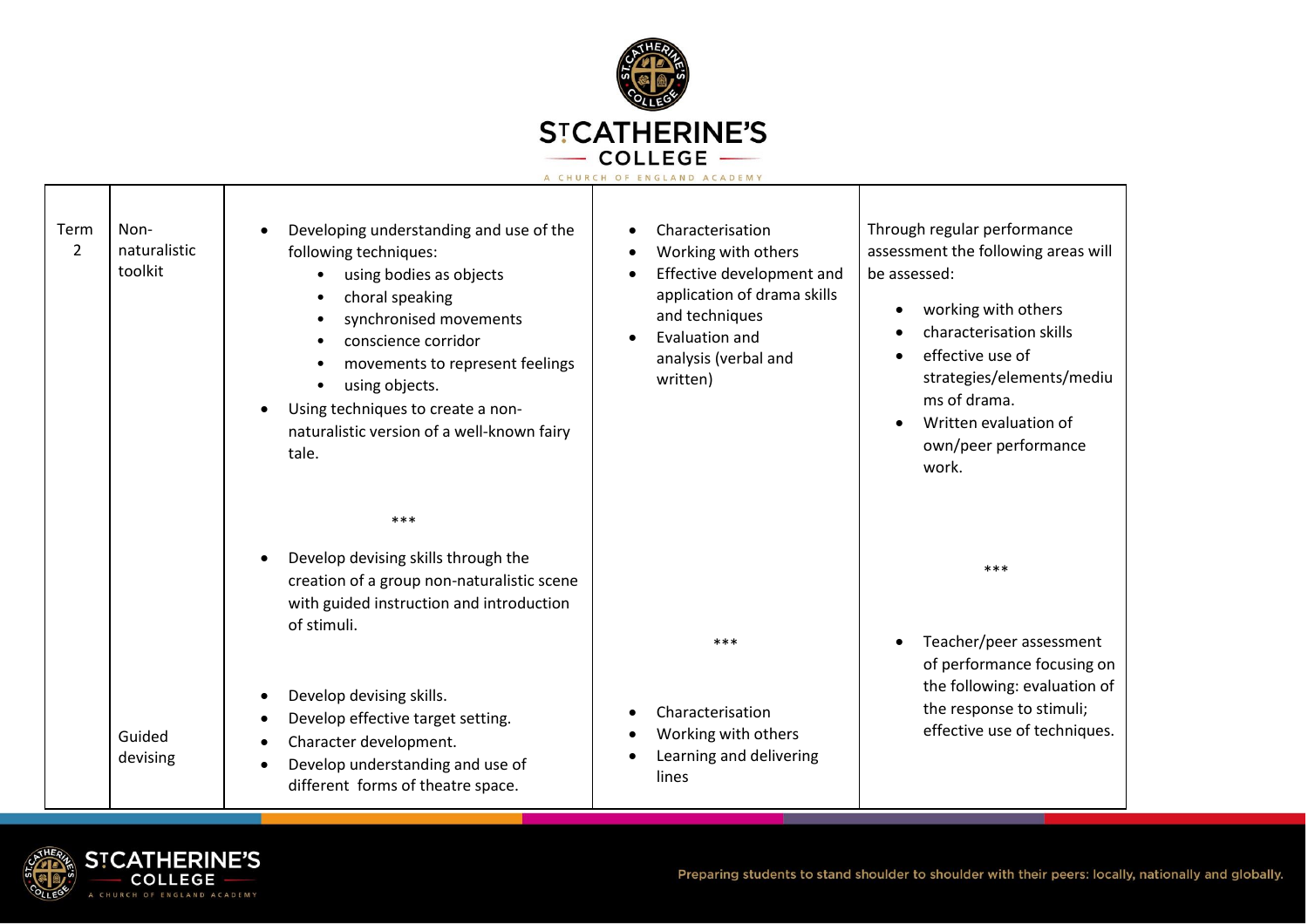| Term 2 | Non-naturalistic toolkit<br><br><br><br><br><br><br><br><br><br><br><br><br><br>Guided devising | • Developing understanding and use of the following techniques:<br>    • using bodies as objects<br>    • choral speaking<br>    • synchronised movements<br>    • conscience corridor<br>    • movements to represent feelings<br>    • using objects.<br>• Using techniques to create a non-naturalistic version of a well-known fairy tale.<br><br>***<br><br>• Develop devising skills through the creation of a group non-naturalistic scene with guided instruction and introduction of stimuli.<br><br>• Develop devising skills.<br>• Develop effective target setting.<br>• Character development.<br>• Develop understanding and use of different forms of theatre space. | • Characterisation<br>• Working with others<br>• Effective development and application of drama skills and techniques<br>• Evaluation and analysis (verbal and written)<br><br>***<br><br>• Characterisation<br>• Working with others<br>• Learning and delivering lines | Through regular performance assessment the following areas will be assessed:<br>• working with others<br>• characterisation skills<br>• effective use of strategies/elements/mediums of drama.<br>• Written evaluation of own/peer performance work.<br><br>***<br><br>• Teacher/peer assessment of performance focusing on the following: evaluation of the response to stimuli; effective use of techniques. |
|---|---|---|---|---|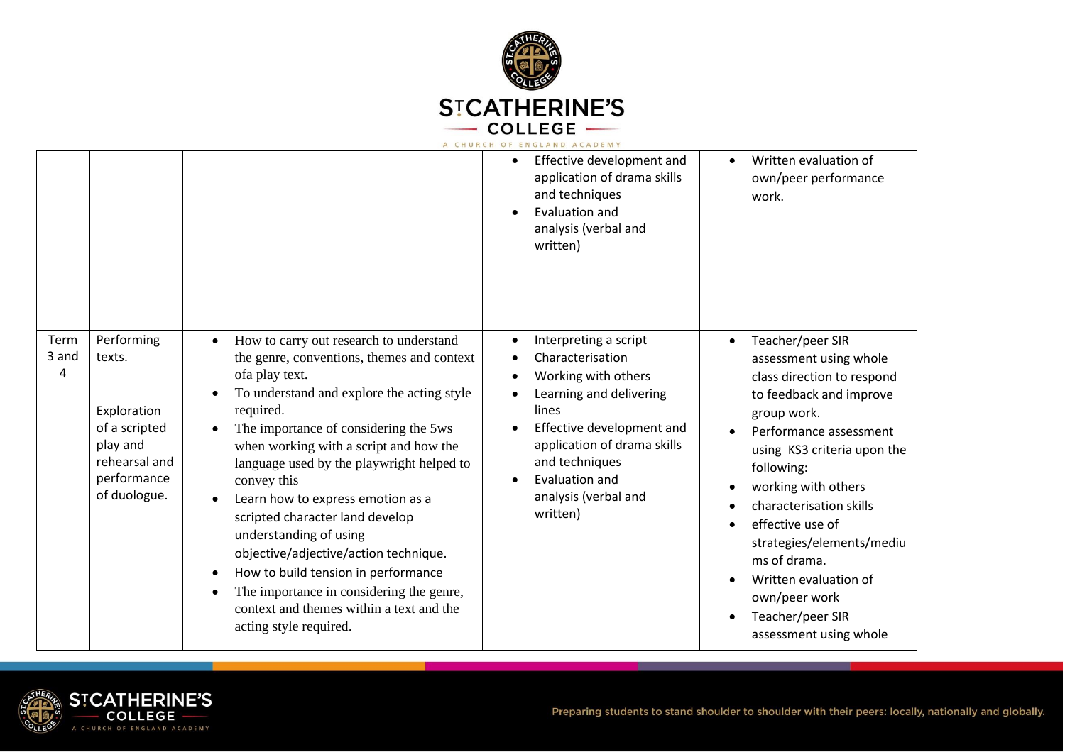| | | | | |
|---|---|---|---|---|
| | | | • Effective development and application of drama skills and techniques<br>• Evaluation and analysis (verbal and written) | • Written evaluation of own/peer performance work. |
| Term 3 and 4 | Performing texts.<br><br>Exploration of a scripted play and rehearsal and performance of duologue. | • How to carry out research to understand the genre, conventions, themes and context ofa play text.<br>• To understand and explore the acting style required.<br>• The importance of considering the 5ws when working with a script and how the language used by the playwright helped to convey this<br>• Learn how to express emotion as a scripted character land develop understanding of using objective/adjective/action technique.<br>• How to build tension in performance<br>• The importance in considering the genre, context and themes within a text and the acting style required. | • Interpreting a script<br>• Characterisation<br>• Working with others<br>• Learning and delivering lines<br>• Effective development and application of drama skills and techniques<br>• Evaluation and analysis (verbal and written) | • Teacher/peer SIR assessment using whole class direction to respond to feedback and improve group work.<br>• Performance assessment using KS3 criteria upon the following:<br>• working with others<br>• characterisation skills<br>• effective use of strategies/elements/mediums of drama.<br>• Written evaluation of own/peer work<br>• Teacher/peer SIR assessment using whole |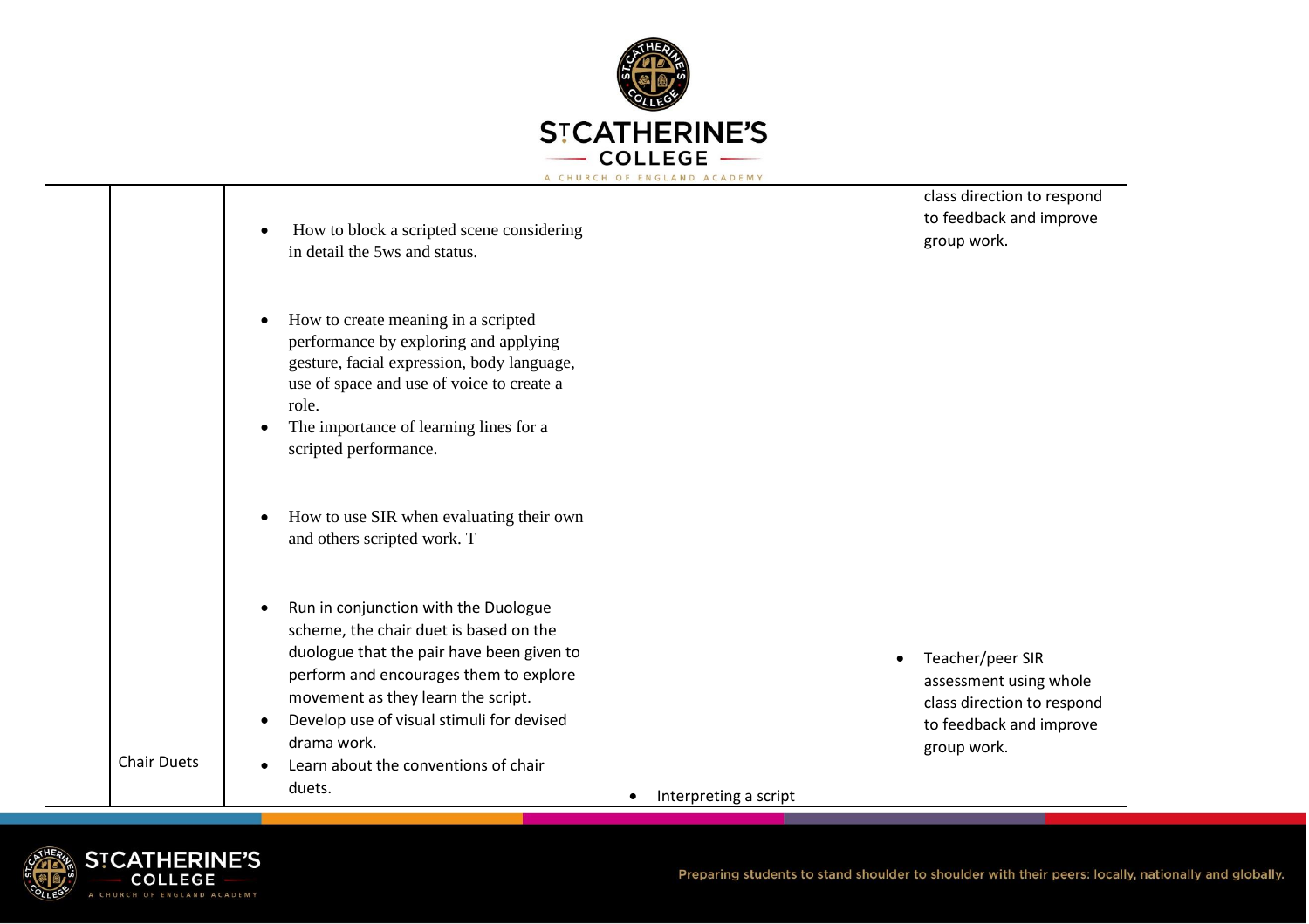| | | | | |
|---|---|---|---|---|
| | | • How to block a scripted scene considering in detail the 5ws and status.<br><br>• How to create meaning in a scripted performance by exploring and applying gesture, facial expression, body language, use of space and use of voice to create a role.<br>• The importance of learning lines for a scripted performance.<br><br>• How to use SIR when evaluating their own and others scripted work. T | | class direction to respond to feedback and improve group work. |
| | Chair Duets | • Run in conjunction with the Duologue scheme, the chair duet is based on the duologue that the pair have been given to perform and encourages them to explore movement as they learn the script.<br>• Develop use of visual stimuli for devised drama work.<br>• Learn about the conventions of chair duets. | • Interpreting a script | • Teacher/peer SIR assessment using whole class direction to respond to feedback and improve group work. |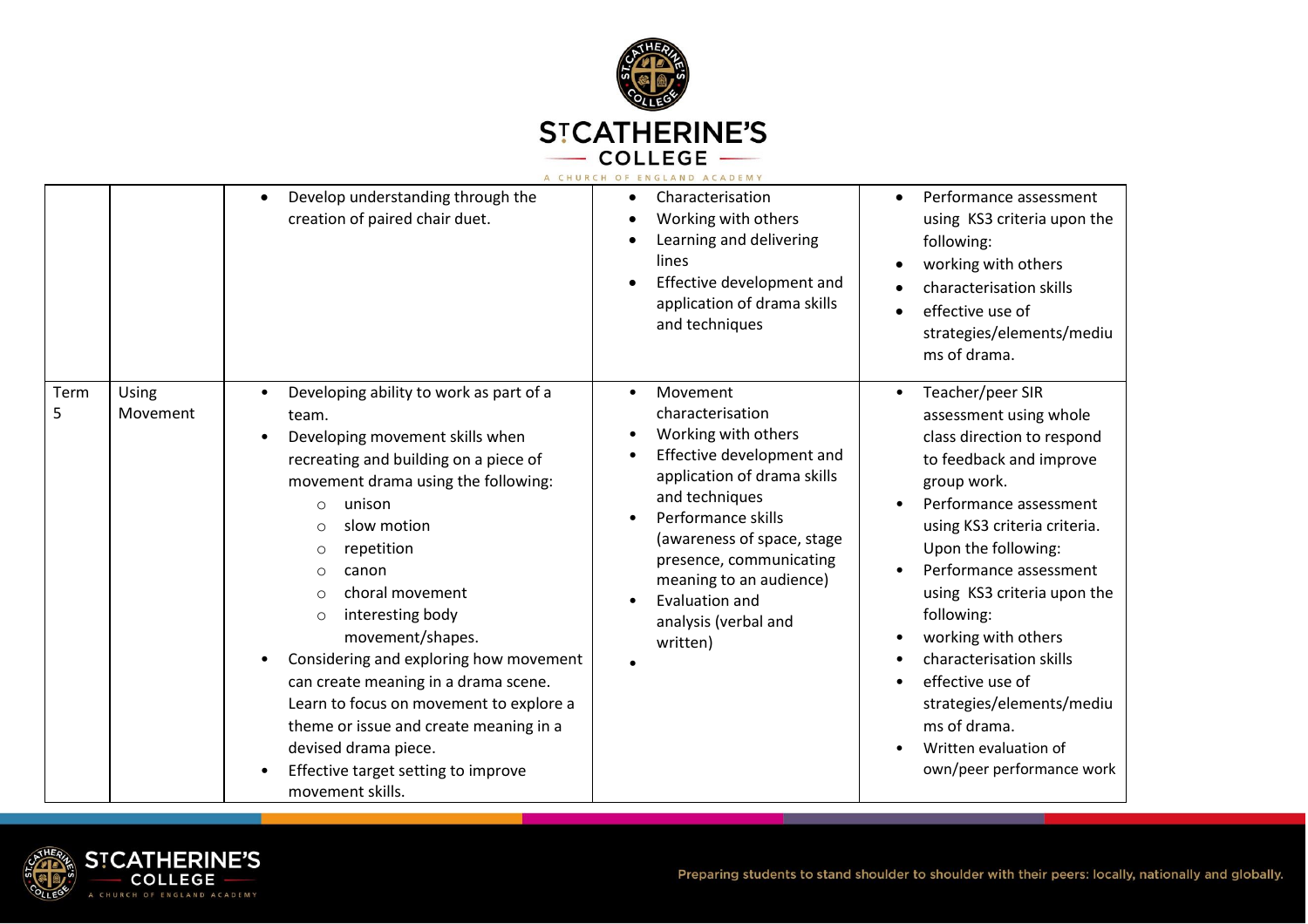| | | | | |
|---|---|---|---|---|
| | | • Develop understanding through the creation of paired chair duet. | • Characterisation<br>• Working with others<br>• Learning and delivering lines<br>• Effective development and application of drama skills and techniques | • Performance assessment using KS3 criteria upon the following:<br>• working with others<br>• characterisation skills<br>• effective use of strategies/elements/mediums of drama. |
| Term 5 | Using Movement | • Developing ability to work as part of a team.<br>• Developing movement skills when recreating and building on a piece of movement drama using the following:<br>  ○ unison<br>  ○ slow motion<br>  ○ repetition<br>  ○ canon<br>  ○ choral movement<br>  ○ interesting body movement/shapes.<br>• Considering and exploring how movement can create meaning in a drama scene. Learn to focus on movement to explore a theme or issue and create meaning in a devised drama piece.<br>• Effective target setting to improve movement skills. | • Movement characterisation<br>• Working with others<br>• Effective development and application of drama skills and techniques<br>• Performance skills (awareness of space, stage presence, communicating meaning to an audience)<br>• Evaluation and analysis (verbal and written)<br>• | • Teacher/peer SIR assessment using whole class direction to respond to feedback and improve group work.<br>• Performance assessment using KS3 criteria criteria. Upon the following:<br>• Performance assessment using KS3 criteria upon the following:<br>• working with others<br>• characterisation skills<br>• effective use of strategies/elements/mediums of drama.<br>• Written evaluation of own/peer performance work |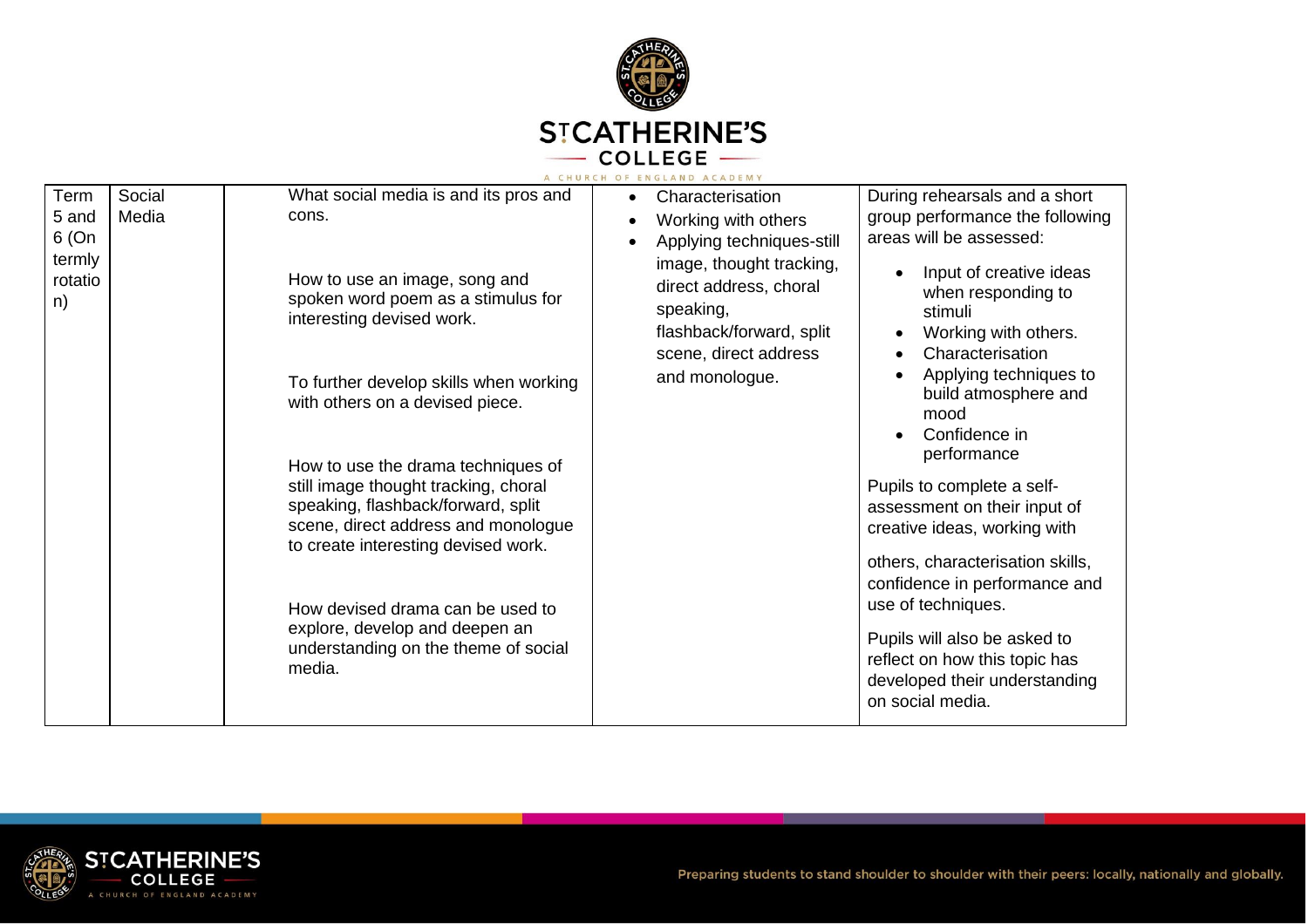| | | | | |
|---|---|---|---|---|
| Term 5 and 6 (On termly rotation) | Social Media | What social media is and its pros and cons.<br><br>How to use an image, song and spoken word poem as a stimulus for interesting devised work.<br><br>To further develop skills when working with others on a devised piece.<br><br>How to use the drama techniques of still image thought tracking, choral speaking, flashback/forward, split scene, direct address and monologue to create interesting devised work.<br><br>How devised drama can be used to explore, develop and deepen an understanding on the theme of social media. | • Characterisation<br>• Working with others<br>• Applying techniques-still image, thought tracking, direct address, choral speaking, flashback/forward, split scene, direct address and monologue. | During rehearsals and a short group performance the following areas will be assessed:<br><br>• Input of creative ideas when responding to stimuli<br>• Working with others.<br>• Characterisation<br>• Applying techniques to build atmosphere and mood<br>• Confidence in performance<br><br>Pupils to complete a self-assessment on their input of creative ideas, working with others, characterisation skills, confidence in performance and use of techniques.<br><br>Pupils will also be asked to reflect on how this topic has developed their understanding on social media. |